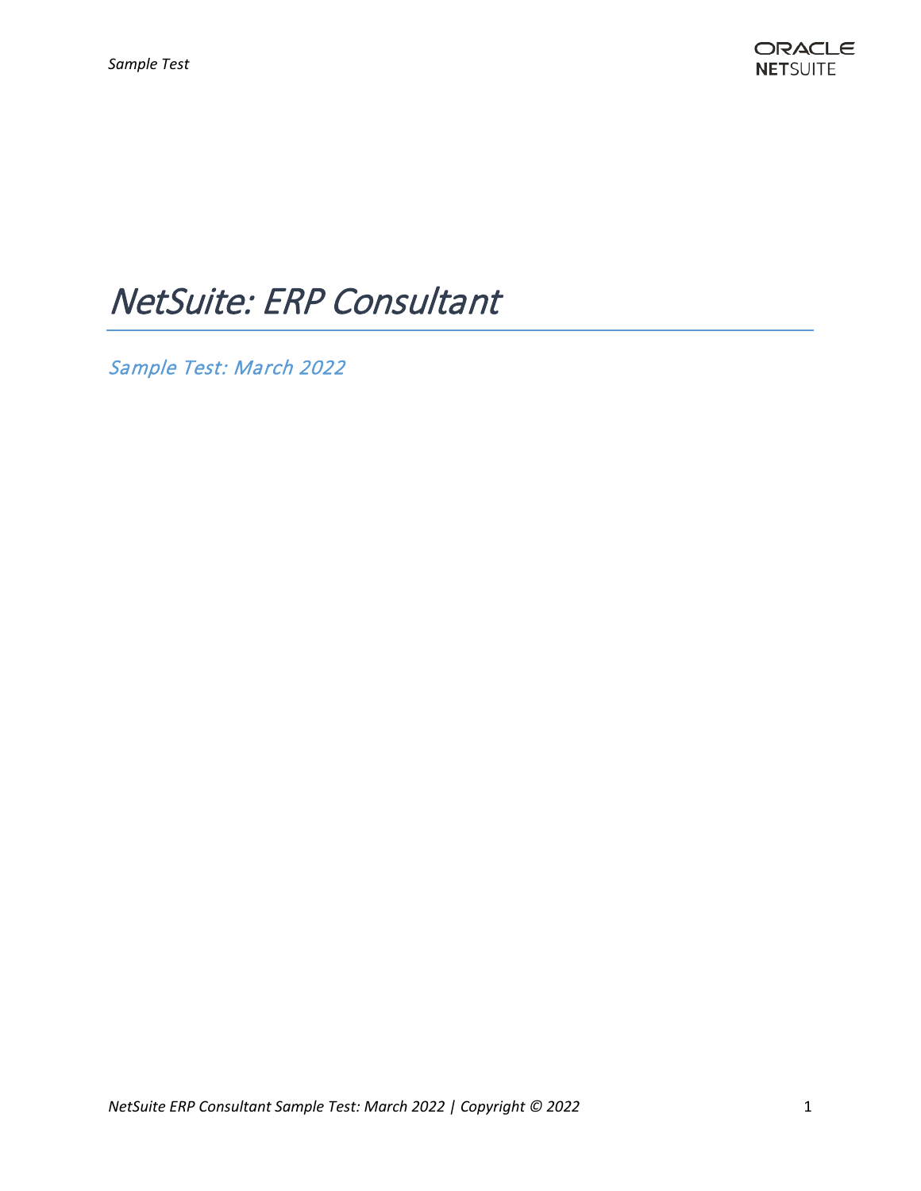# NetSuite: ERP Consultant

## Sample Test: March 2022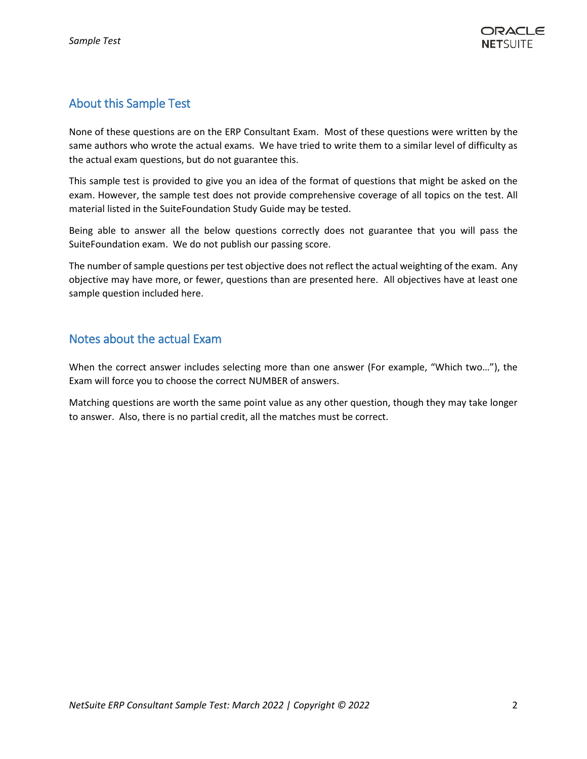## About this Sample Test

None of these questions are on the ERP Consultant Exam. Most of these questions were written by the same authors who wrote the actual exams. We have tried to write them to a similar level of difficulty as the actual exam questions, but do not guarantee this.

This sample test is provided to give you an idea of the format of questions that might be asked on the exam. However, the sample test does not provide comprehensive coverage of all topics on the test. All material listed in the SuiteFoundation Study Guide may be tested.

Being able to answer all the below questions correctly does not guarantee that you will pass the SuiteFoundation exam. We do not publish our passing score.

The number of sample questions per test objective does not reflect the actual weighting of the exam. Any objective may have more, or fewer, questions than are presented here. All objectives have at least one sample question included here.

## Notes about the actual Exam

When the correct answer includes selecting more than one answer (For example, "Which two…"), the Exam will force you to choose the correct NUMBER of answers.

Matching questions are worth the same point value as any other question, though they may take longer to answer. Also, there is no partial credit, all the matches must be correct.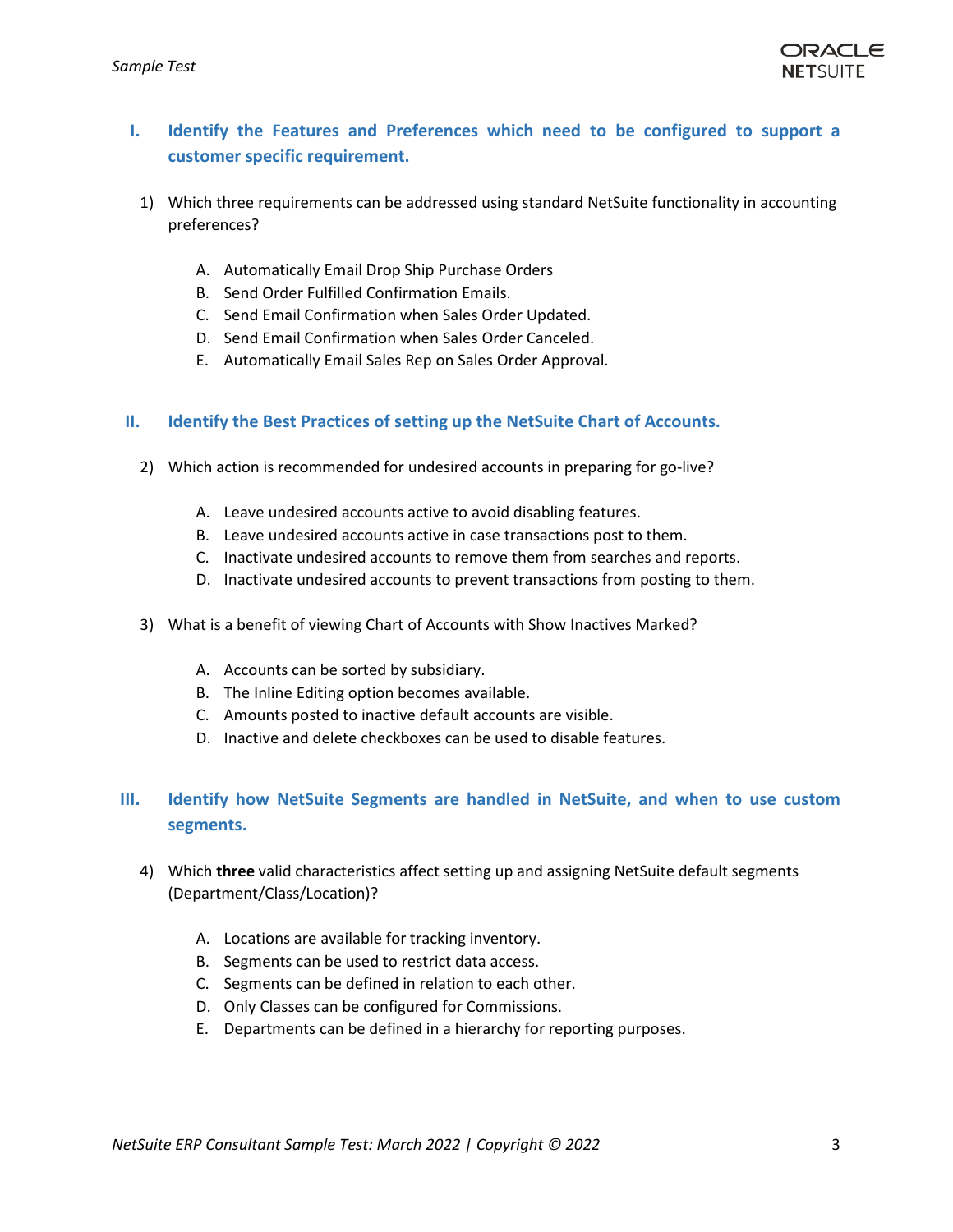## I. Identify the Features and Preferences which need to be configured to support a customer specific requirement.

1) Which three requirements can be addressed using standard NetSuite functionality in accounting preferences?

   A. Automatically Email Drop Ship Purchase Orders
   B. Send Order Fulfilled Confirmation Emails.
   C. Send Email Confirmation when Sales Order Updated.
   D. Send Email Confirmation when Sales Order Canceled.
   E. Automatically Email Sales Rep on Sales Order Approval.

## II. Identify the Best Practices of setting up the NetSuite Chart of Accounts.

2) Which action is recommended for undesired accounts in preparing for go-live?

   A. Leave undesired accounts active to avoid disabling features.
   B. Leave undesired accounts active in case transactions post to them.
   C. Inactivate undesired accounts to remove them from searches and reports.
   D. Inactivate undesired accounts to prevent transactions from posting to them.

3) What is a benefit of viewing Chart of Accounts with Show Inactives Marked?

   A. Accounts can be sorted by subsidiary.
   B. The Inline Editing option becomes available.
   C. Amounts posted to inactive default accounts are visible.
   D. Inactive and delete checkboxes can be used to disable features.

## III. Identify how NetSuite Segments are handled in NetSuite, and when to use custom segments.

4) Which **three** valid characteristics affect setting up and assigning NetSuite default segments (Department/Class/Location)?

   A. Locations are available for tracking inventory.
   B. Segments can be used to restrict data access.
   C. Segments can be defined in relation to each other.
   D. Only Classes can be configured for Commissions.
   E. Departments can be defined in a hierarchy for reporting purposes.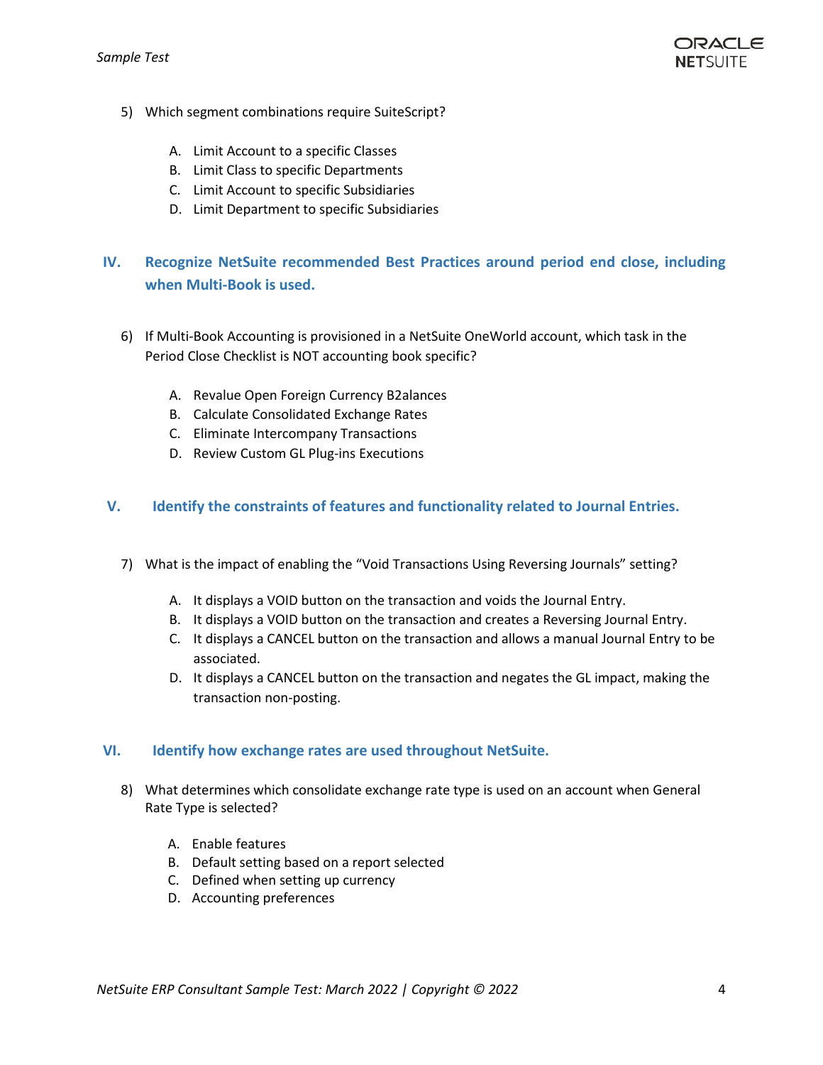5) Which segment combinations require SuiteScript?

   A. Limit Account to a specific Classes
   B. Limit Class to specific Departments
   C. Limit Account to specific Subsidiaries
   D. Limit Department to specific Subsidiaries

## IV. Recognize NetSuite recommended Best Practices around period end close, including when Multi-Book is used.

6) If Multi-Book Accounting is provisioned in a NetSuite OneWorld account, which task in the Period Close Checklist is NOT accounting book specific?

   A. Revalue Open Foreign Currency B2alances
   B. Calculate Consolidated Exchange Rates
   C. Eliminate Intercompany Transactions
   D. Review Custom GL Plug-ins Executions

## V. Identify the constraints of features and functionality related to Journal Entries.

7) What is the impact of enabling the "Void Transactions Using Reversing Journals" setting?

   A. It displays a VOID button on the transaction and voids the Journal Entry.
   B. It displays a VOID button on the transaction and creates a Reversing Journal Entry.
   C. It displays a CANCEL button on the transaction and allows a manual Journal Entry to be associated.
   D. It displays a CANCEL button on the transaction and negates the GL impact, making the transaction non-posting.

## VI. Identify how exchange rates are used throughout NetSuite.

8) What determines which consolidate exchange rate type is used on an account when General Rate Type is selected?

   A. Enable features
   B. Default setting based on a report selected
   C. Defined when setting up currency
   D. Accounting preferences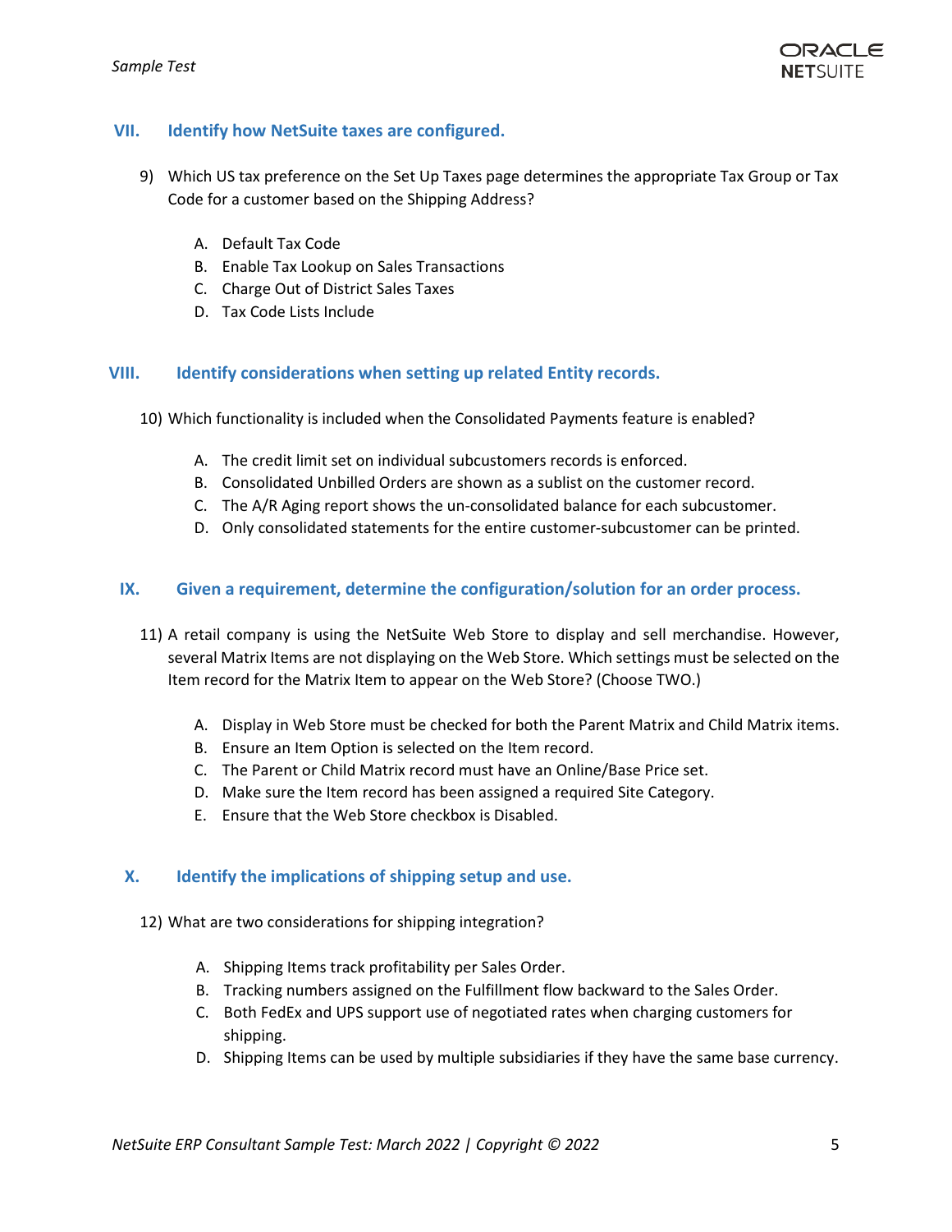## VII. Identify how NetSuite taxes are configured.

9) Which US tax preference on the Set Up Taxes page determines the appropriate Tax Group or Tax Code for a customer based on the Shipping Address?

   A. Default Tax Code
   B. Enable Tax Lookup on Sales Transactions
   C. Charge Out of District Sales Taxes
   D. Tax Code Lists Include

## VIII. Identify considerations when setting up related Entity records.

10) Which functionality is included when the Consolidated Payments feature is enabled?

   A. The credit limit set on individual subcustomers records is enforced.
   B. Consolidated Unbilled Orders are shown as a sublist on the customer record.
   C. The A/R Aging report shows the un-consolidated balance for each subcustomer.
   D. Only consolidated statements for the entire customer-subcustomer can be printed.

## IX. Given a requirement, determine the configuration/solution for an order process.

11) A retail company is using the NetSuite Web Store to display and sell merchandise. However, several Matrix Items are not displaying on the Web Store. Which settings must be selected on the Item record for the Matrix Item to appear on the Web Store? (Choose TWO.)

   A. Display in Web Store must be checked for both the Parent Matrix and Child Matrix items.
   B. Ensure an Item Option is selected on the Item record.
   C. The Parent or Child Matrix record must have an Online/Base Price set.
   D. Make sure the Item record has been assigned a required Site Category.
   E. Ensure that the Web Store checkbox is Disabled.

## X. Identify the implications of shipping setup and use.

12) What are two considerations for shipping integration?

   A. Shipping Items track profitability per Sales Order.
   B. Tracking numbers assigned on the Fulfillment flow backward to the Sales Order.
   C. Both FedEx and UPS support use of negotiated rates when charging customers for shipping.
   D. Shipping Items can be used by multiple subsidiaries if they have the same base currency.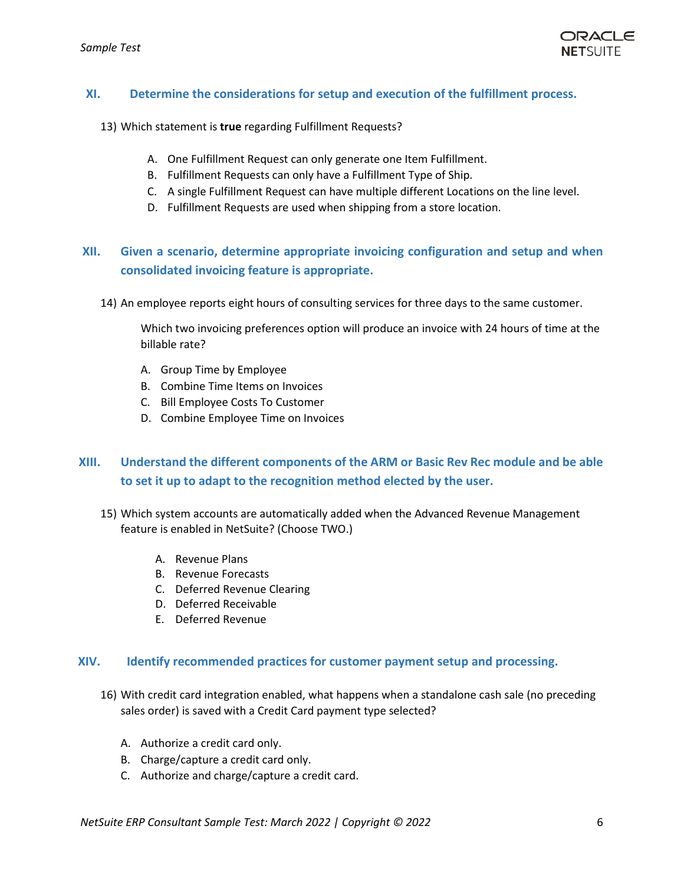## XI. Determine the considerations for setup and execution of the fulfillment process.

13) Which statement is **true** regarding Fulfillment Requests?

   A. One Fulfillment Request can only generate one Item Fulfillment.
   B. Fulfillment Requests can only have a Fulfillment Type of Ship.
   C. A single Fulfillment Request can have multiple different Locations on the line level.
   D. Fulfillment Requests are used when shipping from a store location.

## XII. Given a scenario, determine appropriate invoicing configuration and setup and when consolidated invoicing feature is appropriate.

14) An employee reports eight hours of consulting services for three days to the same customer.

   Which two invoicing preferences option will produce an invoice with 24 hours of time at the billable rate?

   A. Group Time by Employee
   B. Combine Time Items on Invoices
   C. Bill Employee Costs To Customer
   D. Combine Employee Time on Invoices

## XIII. Understand the different components of the ARM or Basic Rev Rec module and be able to set it up to adapt to the recognition method elected by the user.

15) Which system accounts are automatically added when the Advanced Revenue Management feature is enabled in NetSuite? (Choose TWO.)

   A. Revenue Plans
   B. Revenue Forecasts
   C. Deferred Revenue Clearing
   D. Deferred Receivable
   E. Deferred Revenue

## XIV. Identify recommended practices for customer payment setup and processing.

16) With credit card integration enabled, what happens when a standalone cash sale (no preceding sales order) is saved with a Credit Card payment type selected?

   A. Authorize a credit card only.
   B. Charge/capture a credit card only.
   C. Authorize and charge/capture a credit card.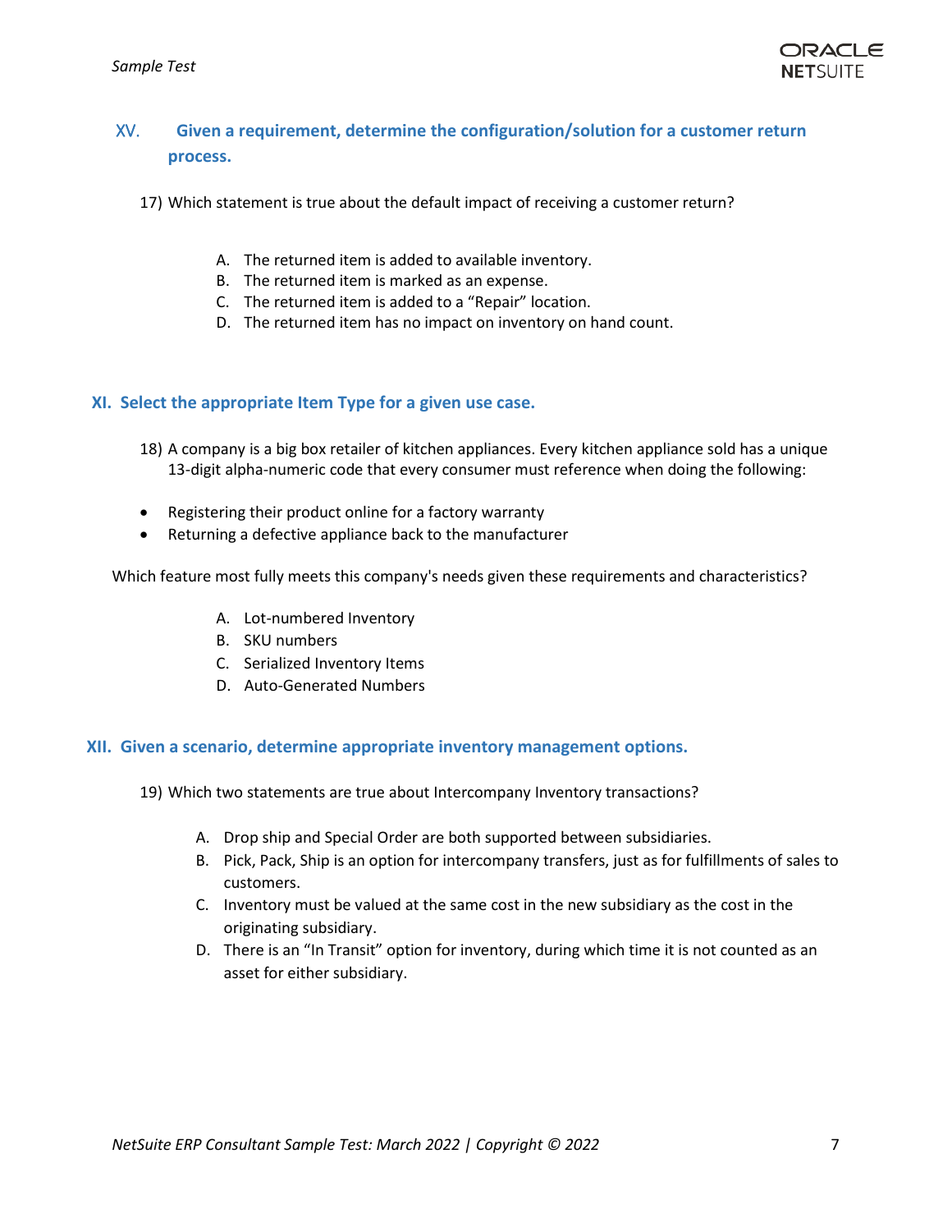## XV. Given a requirement, determine the configuration/solution for a customer return process.

17) Which statement is true about the default impact of receiving a customer return?

   A. The returned item is added to available inventory.
   B. The returned item is marked as an expense.
   C. The returned item is added to a "Repair" location.
   D. The returned item has no impact on inventory on hand count.

## XI. Select the appropriate Item Type for a given use case.

18) A company is a big box retailer of kitchen appliances. Every kitchen appliance sold has a unique 13-digit alpha-numeric code that every consumer must reference when doing the following:

- Registering their product online for a factory warranty
- Returning a defective appliance back to the manufacturer

Which feature most fully meets this company's needs given these requirements and characteristics?

   A. Lot-numbered Inventory
   B. SKU numbers
   C. Serialized Inventory Items
   D. Auto-Generated Numbers

## XII. Given a scenario, determine appropriate inventory management options.

19) Which two statements are true about Intercompany Inventory transactions?

   A. Drop ship and Special Order are both supported between subsidiaries.
   B. Pick, Pack, Ship is an option for intercompany transfers, just as for fulfillments of sales to customers.
   C. Inventory must be valued at the same cost in the new subsidiary as the cost in the originating subsidiary.
   D. There is an "In Transit" option for inventory, during which time it is not counted as an asset for either subsidiary.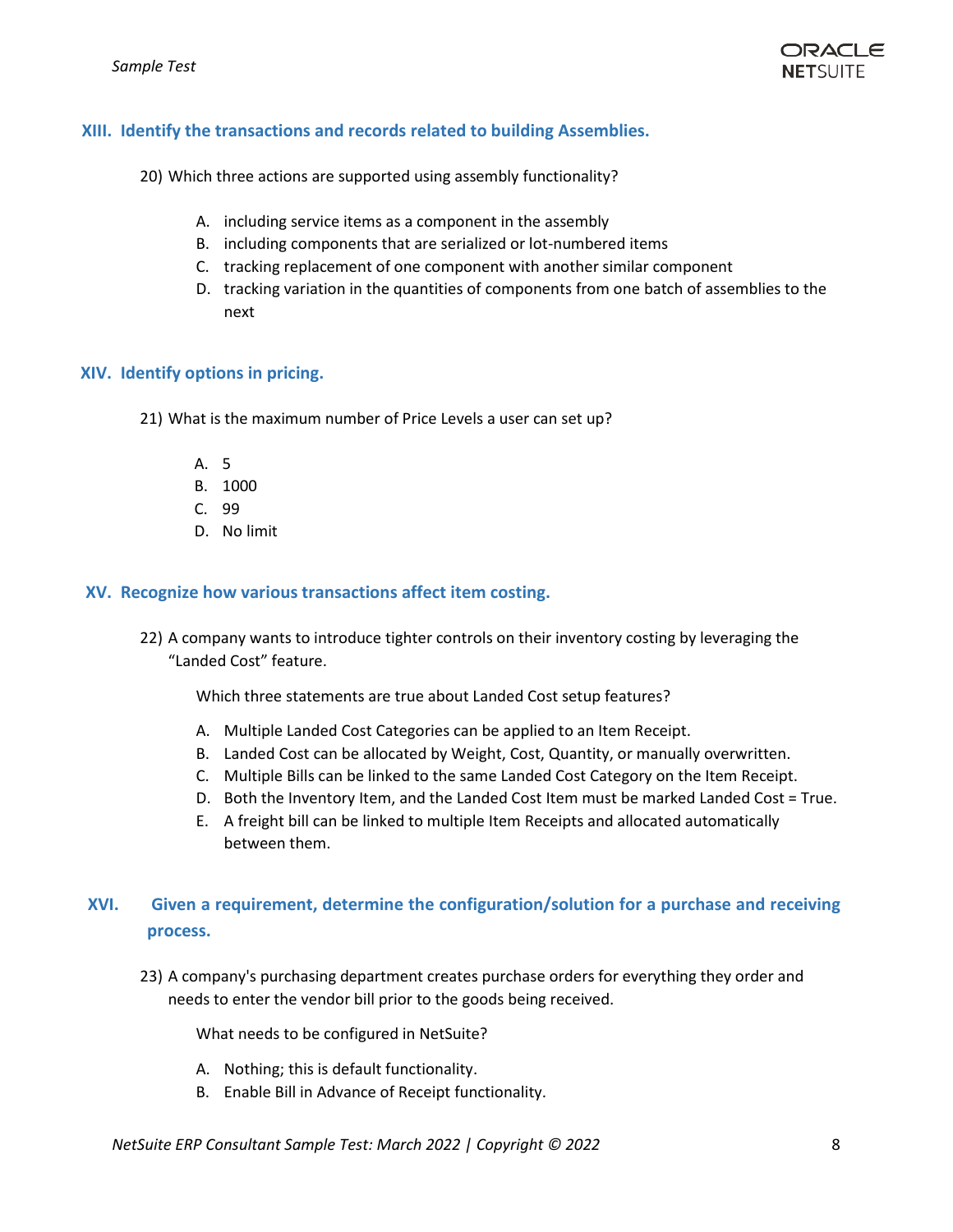## XIII. Identify the transactions and records related to building Assemblies.

20) Which three actions are supported using assembly functionality?

   A. including service items as a component in the assembly
   B. including components that are serialized or lot-numbered items
   C. tracking replacement of one component with another similar component
   D. tracking variation in the quantities of components from one batch of assemblies to the next

## XIV. Identify options in pricing.

21) What is the maximum number of Price Levels a user can set up?

   A. 5
   B. 1000
   C. 99
   D. No limit

## XV. Recognize how various transactions affect item costing.

22) A company wants to introduce tighter controls on their inventory costing by leveraging the "Landed Cost" feature.

   Which three statements are true about Landed Cost setup features?

   A. Multiple Landed Cost Categories can be applied to an Item Receipt.
   B. Landed Cost can be allocated by Weight, Cost, Quantity, or manually overwritten.
   C. Multiple Bills can be linked to the same Landed Cost Category on the Item Receipt.
   D. Both the Inventory Item, and the Landed Cost Item must be marked Landed Cost = True.
   E. A freight bill can be linked to multiple Item Receipts and allocated automatically between them.

## XVI. Given a requirement, determine the configuration/solution for a purchase and receiving process.

23) A company's purchasing department creates purchase orders for everything they order and needs to enter the vendor bill prior to the goods being received.

   What needs to be configured in NetSuite?

   A. Nothing; this is default functionality.
   B. Enable Bill in Advance of Receipt functionality.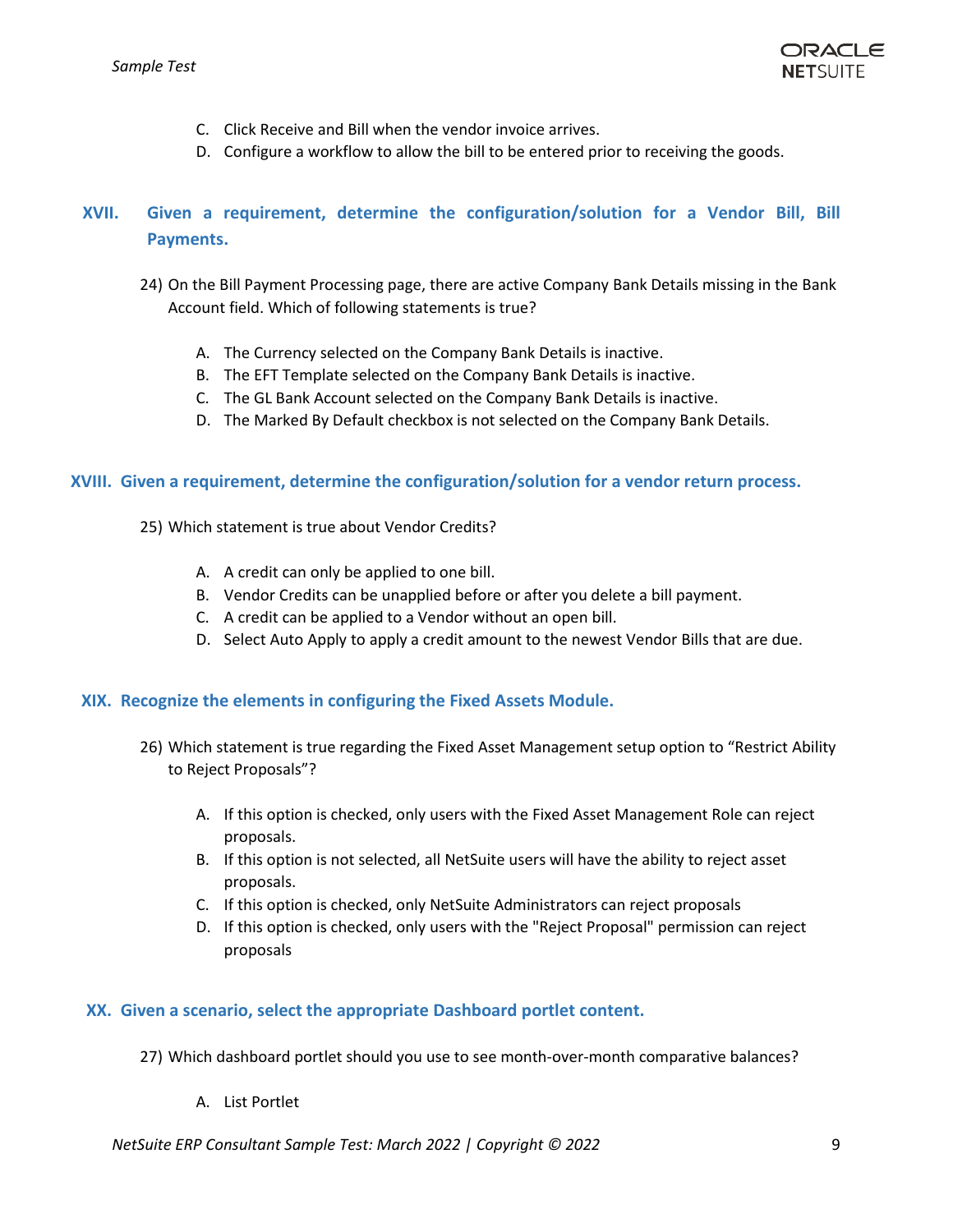C. Click Receive and Bill when the vendor invoice arrives.
D. Configure a workflow to allow the bill to be entered prior to receiving the goods.

## XVII. Given a requirement, determine the configuration/solution for a Vendor Bill, Bill Payments.

24) On the Bill Payment Processing page, there are active Company Bank Details missing in the Bank Account field. Which of following statements is true?

A. The Currency selected on the Company Bank Details is inactive.
B. The EFT Template selected on the Company Bank Details is inactive.
C. The GL Bank Account selected on the Company Bank Details is inactive.
D. The Marked By Default checkbox is not selected on the Company Bank Details.

## XVIII. Given a requirement, determine the configuration/solution for a vendor return process.

25) Which statement is true about Vendor Credits?

A. A credit can only be applied to one bill.
B. Vendor Credits can be unapplied before or after you delete a bill payment.
C. A credit can be applied to a Vendor without an open bill.
D. Select Auto Apply to apply a credit amount to the newest Vendor Bills that are due.

## XIX. Recognize the elements in configuring the Fixed Assets Module.

26) Which statement is true regarding the Fixed Asset Management setup option to "Restrict Ability to Reject Proposals"?

A. If this option is checked, only users with the Fixed Asset Management Role can reject proposals.
B. If this option is not selected, all NetSuite users will have the ability to reject asset proposals.
C. If this option is checked, only NetSuite Administrators can reject proposals
D. If this option is checked, only users with the "Reject Proposal" permission can reject proposals

## XX. Given a scenario, select the appropriate Dashboard portlet content.

27) Which dashboard portlet should you use to see month-over-month comparative balances?

A. List Portlet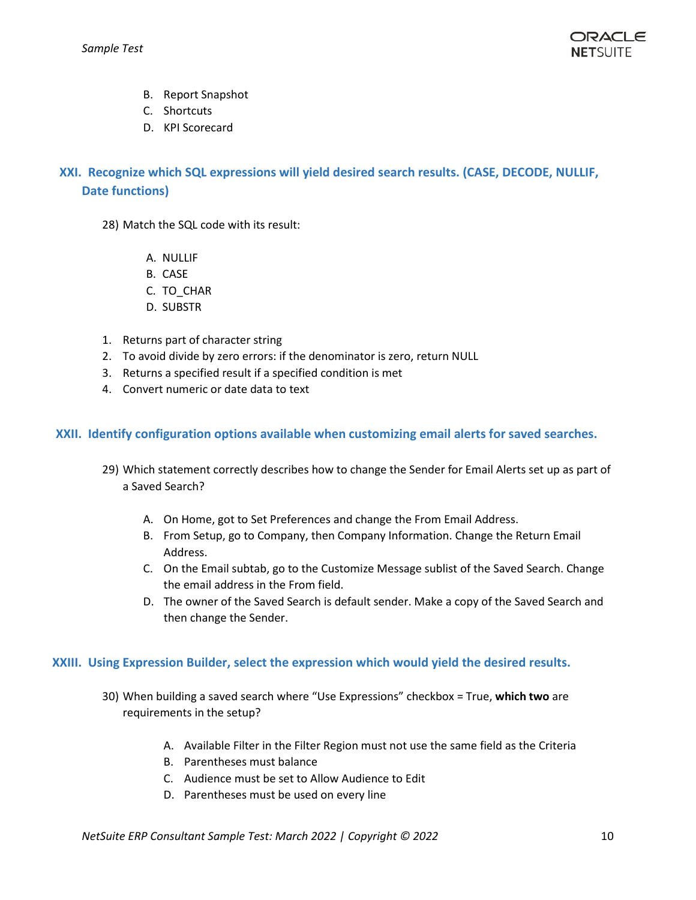B. Report Snapshot
C. Shortcuts
D. KPI Scorecard

## XXI. Recognize which SQL expressions will yield desired search results. (CASE, DECODE, NULLIF, Date functions)

28) Match the SQL code with its result:

A. NULLIF
B. CASE
C. TO_CHAR
D. SUBSTR

1. Returns part of character string
2. To avoid divide by zero errors: if the denominator is zero, return NULL
3. Returns a specified result if a specified condition is met
4. Convert numeric or date data to text

## XXII. Identify configuration options available when customizing email alerts for saved searches.

29) Which statement correctly describes how to change the Sender for Email Alerts set up as part of a Saved Search?

A. On Home, got to Set Preferences and change the From Email Address.
B. From Setup, go to Company, then Company Information. Change the Return Email Address.
C. On the Email subtab, go to the Customize Message sublist of the Saved Search. Change the email address in the From field.
D. The owner of the Saved Search is default sender. Make a copy of the Saved Search and then change the Sender.

## XXIII. Using Expression Builder, select the expression which would yield the desired results.

30) When building a saved search where "Use Expressions" checkbox = True, **which two** are requirements in the setup?

A. Available Filter in the Filter Region must not use the same field as the Criteria
B. Parentheses must balance
C. Audience must be set to Allow Audience to Edit
D. Parentheses must be used on every line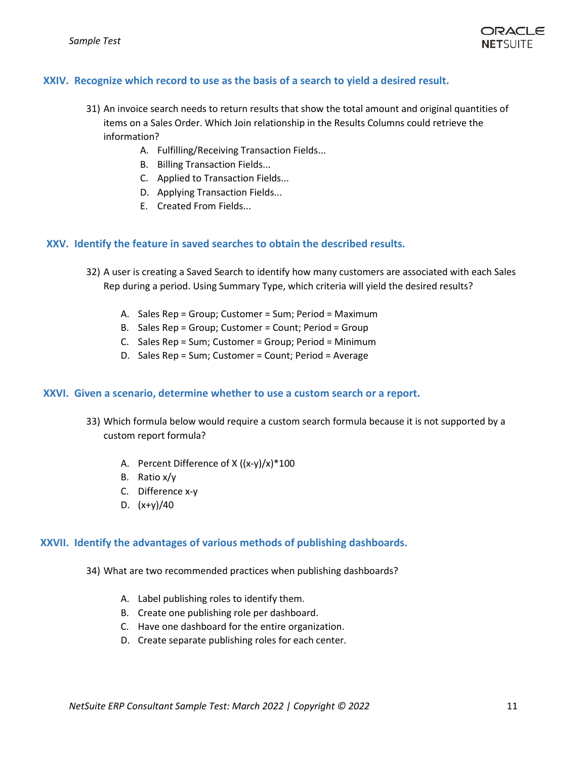## XXIV. Recognize which record to use as the basis of a search to yield a desired result.

31) An invoice search needs to return results that show the total amount and original quantities of items on a Sales Order. Which Join relationship in the Results Columns could retrieve the information?
    - A. Fulfilling/Receiving Transaction Fields...
    - B. Billing Transaction Fields...
    - C. Applied to Transaction Fields...
    - D. Applying Transaction Fields...
    - E. Created From Fields...

## XXV. Identify the feature in saved searches to obtain the described results.

32) A user is creating a Saved Search to identify how many customers are associated with each Sales Rep during a period. Using Summary Type, which criteria will yield the desired results?
    - A. Sales Rep = Group; Customer = Sum; Period = Maximum
    - B. Sales Rep = Group; Customer = Count; Period = Group
    - C. Sales Rep = Sum; Customer = Group; Period = Minimum
    - D. Sales Rep = Sum; Customer = Count; Period = Average

## XXVI. Given a scenario, determine whether to use a custom search or a report.

33) Which formula below would require a custom search formula because it is not supported by a custom report formula?
    - A. Percent Difference of X $((x-y)/x)*100$
    - B. Ratio $x/y$
    - C. Difference $x-y$
    - D. $(x+y)/40$

## XXVII. Identify the advantages of various methods of publishing dashboards.

34) What are two recommended practices when publishing dashboards?
    - A. Label publishing roles to identify them.
    - B. Create one publishing role per dashboard.
    - C. Have one dashboard for the entire organization.
    - D. Create separate publishing roles for each center.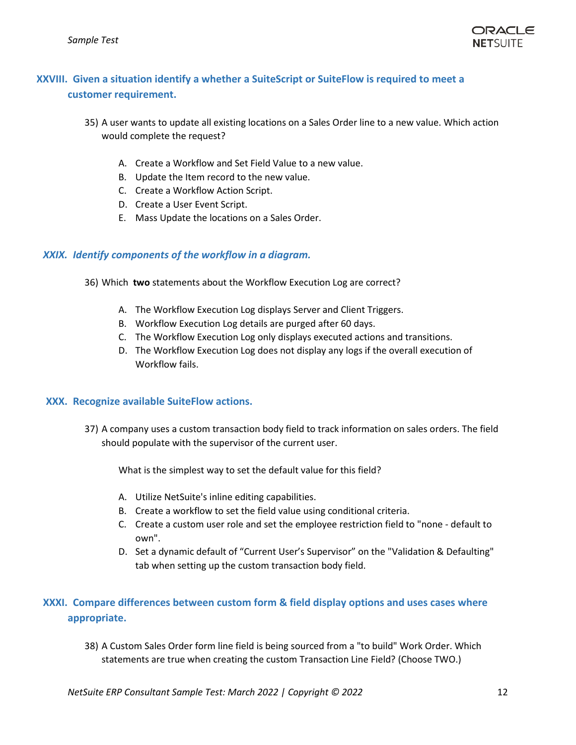## XXVIII. Given a situation identify a whether a SuiteScript or SuiteFlow is required to meet a customer requirement.

35) A user wants to update all existing locations on a Sales Order line to a new value. Which action would complete the request?

   A. Create a Workflow and Set Field Value to a new value.
   B. Update the Item record to the new value.
   C. Create a Workflow Action Script.
   D. Create a User Event Script.
   E. Mass Update the locations on a Sales Order.

## *XXIX. Identify components of the workflow in a diagram.*

36) Which **two** statements about the Workflow Execution Log are correct?

   A. The Workflow Execution Log displays Server and Client Triggers.
   B. Workflow Execution Log details are purged after 60 days.
   C. The Workflow Execution Log only displays executed actions and transitions.
   D. The Workflow Execution Log does not display any logs if the overall execution of Workflow fails.

## XXX. Recognize available SuiteFlow actions.

37) A company uses a custom transaction body field to track information on sales orders. The field should populate with the supervisor of the current user.

   What is the simplest way to set the default value for this field?

   A. Utilize NetSuite's inline editing capabilities.
   B. Create a workflow to set the field value using conditional criteria.
   C. Create a custom user role and set the employee restriction field to "none - default to own".
   D. Set a dynamic default of “Current User’s Supervisor” on the "Validation & Defaulting" tab when setting up the custom transaction body field.

## XXXI. Compare differences between custom form & field display options and uses cases where appropriate.

38) A Custom Sales Order form line field is being sourced from a "to build" Work Order. Which statements are true when creating the custom Transaction Line Field? (Choose TWO.)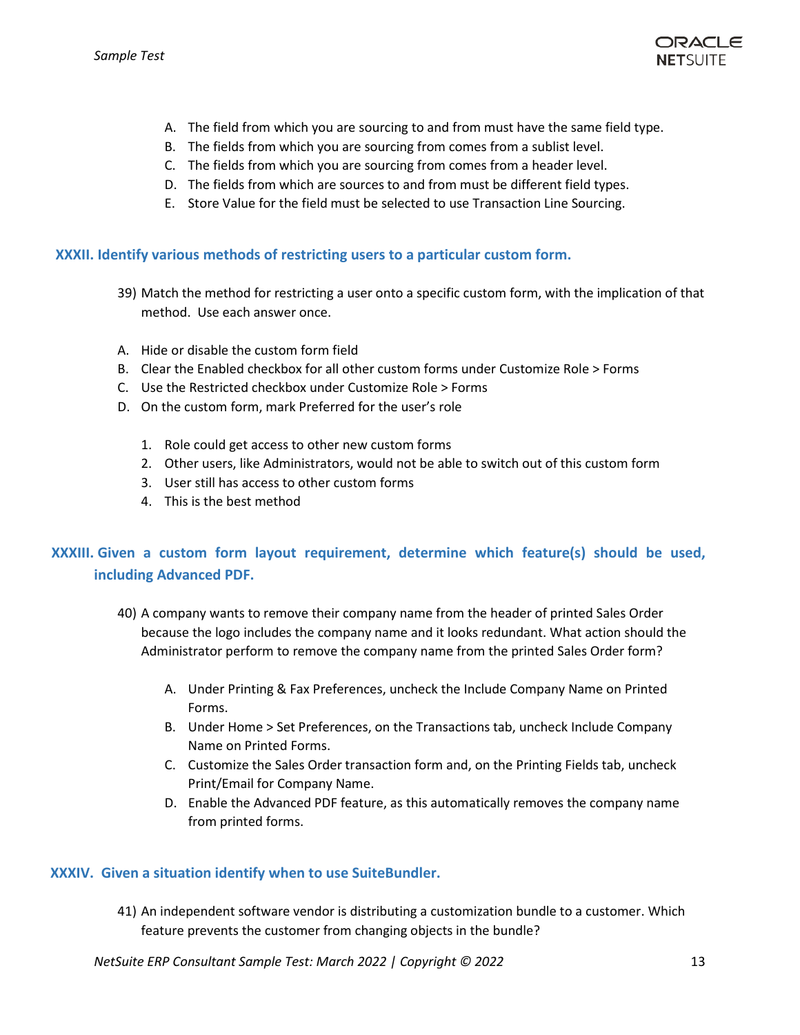A. The field from which you are sourcing to and from must have the same field type.
B. The fields from which you are sourcing from comes from a sublist level.
C. The fields from which you are sourcing from comes from a header level.
D. The fields from which are sources to and from must be different field types.
E. Store Value for the field must be selected to use Transaction Line Sourcing.

## XXXII. Identify various methods of restricting users to a particular custom form.

39) Match the method for restricting a user onto a specific custom form, with the implication of that method. Use each answer once.

A. Hide or disable the custom form field
B. Clear the Enabled checkbox for all other custom forms under Customize Role > Forms
C. Use the Restricted checkbox under Customize Role > Forms
D. On the custom form, mark Preferred for the user's role

1. Role could get access to other new custom forms
2. Other users, like Administrators, would not be able to switch out of this custom form
3. User still has access to other custom forms
4. This is the best method

## XXXIII. Given a custom form layout requirement, determine which feature(s) should be used, including Advanced PDF.

40) A company wants to remove their company name from the header of printed Sales Order because the logo includes the company name and it looks redundant. What action should the Administrator perform to remove the company name from the printed Sales Order form?

A. Under Printing & Fax Preferences, uncheck the Include Company Name on Printed Forms.
B. Under Home > Set Preferences, on the Transactions tab, uncheck Include Company Name on Printed Forms.
C. Customize the Sales Order transaction form and, on the Printing Fields tab, uncheck Print/Email for Company Name.
D. Enable the Advanced PDF feature, as this automatically removes the company name from printed forms.

## XXXIV. Given a situation identify when to use SuiteBundler.

41) An independent software vendor is distributing a customization bundle to a customer. Which feature prevents the customer from changing objects in the bundle?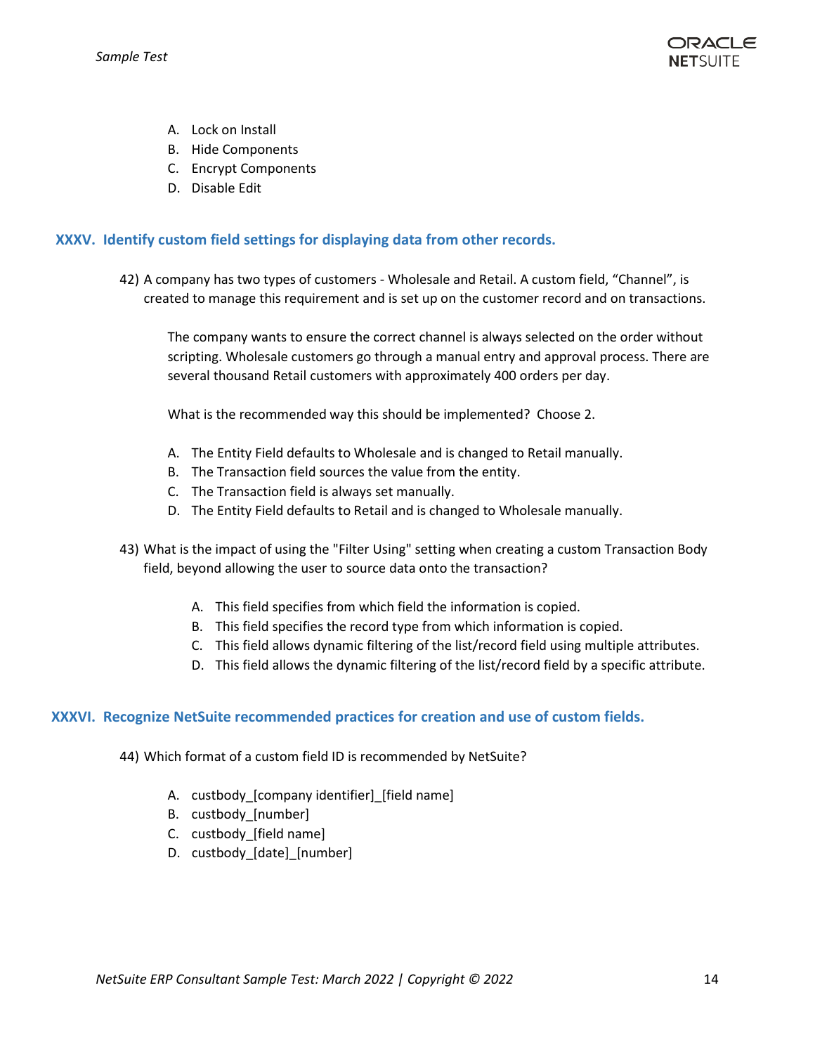A. Lock on Install
B. Hide Components
C. Encrypt Components
D. Disable Edit

## XXXV. Identify custom field settings for displaying data from other records.

42) A company has two types of customers - Wholesale and Retail. A custom field, "Channel", is created to manage this requirement and is set up on the customer record and on transactions.

The company wants to ensure the correct channel is always selected on the order without scripting. Wholesale customers go through a manual entry and approval process. There are several thousand Retail customers with approximately 400 orders per day.

What is the recommended way this should be implemented? Choose 2.

A. The Entity Field defaults to Wholesale and is changed to Retail manually.
B. The Transaction field sources the value from the entity.
C. The Transaction field is always set manually.
D. The Entity Field defaults to Retail and is changed to Wholesale manually.

43) What is the impact of using the "Filter Using" setting when creating a custom Transaction Body field, beyond allowing the user to source data onto the transaction?

A. This field specifies from which field the information is copied.
B. This field specifies the record type from which information is copied.
C. This field allows dynamic filtering of the list/record field using multiple attributes.
D. This field allows the dynamic filtering of the list/record field by a specific attribute.

## XXXVI. Recognize NetSuite recommended practices for creation and use of custom fields.

44) Which format of a custom field ID is recommended by NetSuite?

A. custbody_[company identifier]_[field name]
B. custbody_[number]
C. custbody_[field name]
D. custbody_[date]_[number]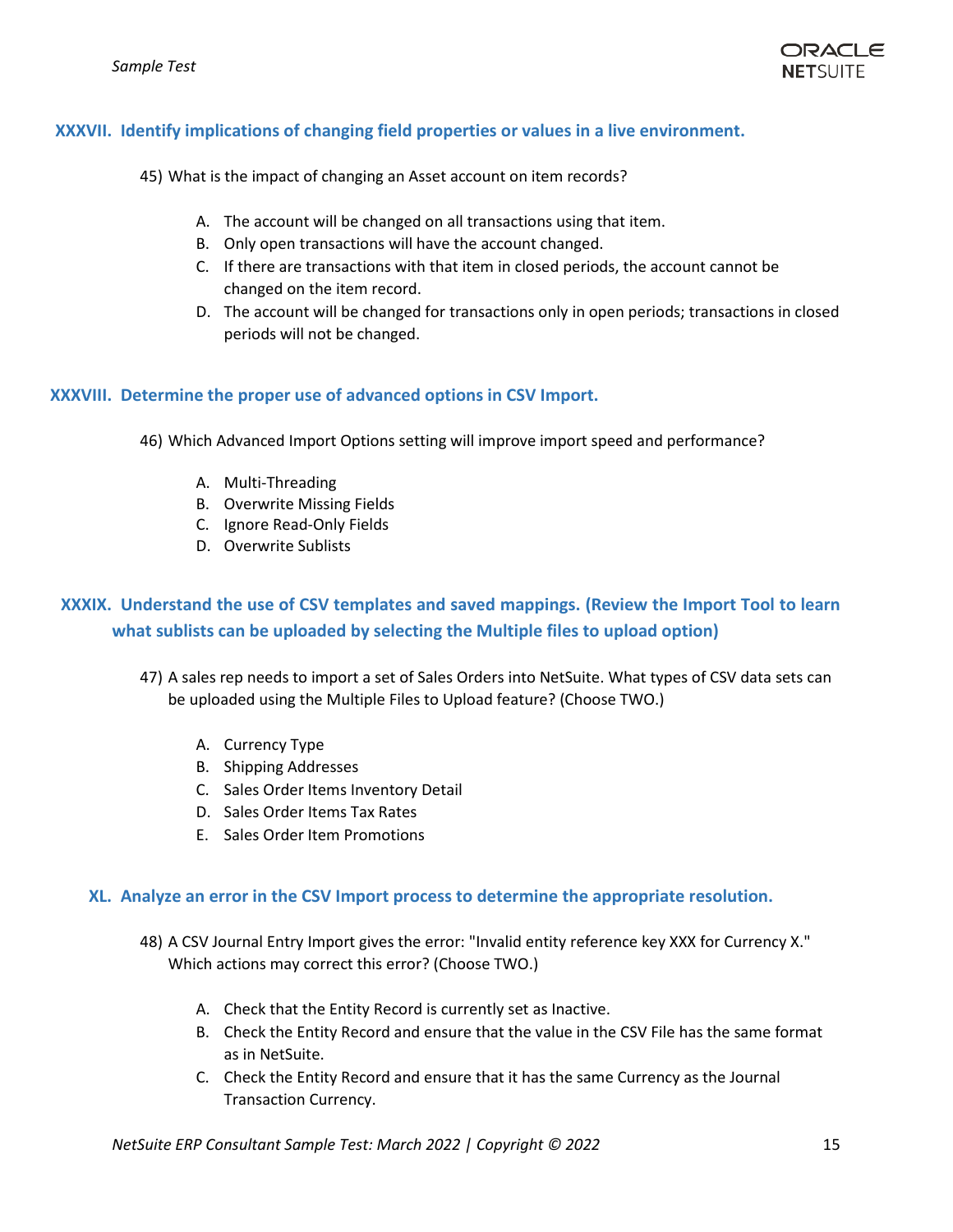## XXXVII. Identify implications of changing field properties or values in a live environment.

45) What is the impact of changing an Asset account on item records?

   A. The account will be changed on all transactions using that item.
   B. Only open transactions will have the account changed.
   C. If there are transactions with that item in closed periods, the account cannot be changed on the item record.
   D. The account will be changed for transactions only in open periods; transactions in closed periods will not be changed.

## XXXVIII. Determine the proper use of advanced options in CSV Import.

46) Which Advanced Import Options setting will improve import speed and performance?

   A. Multi-Threading
   B. Overwrite Missing Fields
   C. Ignore Read-Only Fields
   D. Overwrite Sublists

## XXXIX. Understand the use of CSV templates and saved mappings. (Review the Import Tool to learn what sublists can be uploaded by selecting the Multiple files to upload option)

47) A sales rep needs to import a set of Sales Orders into NetSuite. What types of CSV data sets can be uploaded using the Multiple Files to Upload feature? (Choose TWO.)

   A. Currency Type
   B. Shipping Addresses
   C. Sales Order Items Inventory Detail
   D. Sales Order Items Tax Rates
   E. Sales Order Item Promotions

## XL. Analyze an error in the CSV Import process to determine the appropriate resolution.

48) A CSV Journal Entry Import gives the error: "Invalid entity reference key XXX for Currency X." Which actions may correct this error? (Choose TWO.)

   A. Check that the Entity Record is currently set as Inactive.
   B. Check the Entity Record and ensure that the value in the CSV File has the same format as in NetSuite.
   C. Check the Entity Record and ensure that it has the same Currency as the Journal Transaction Currency.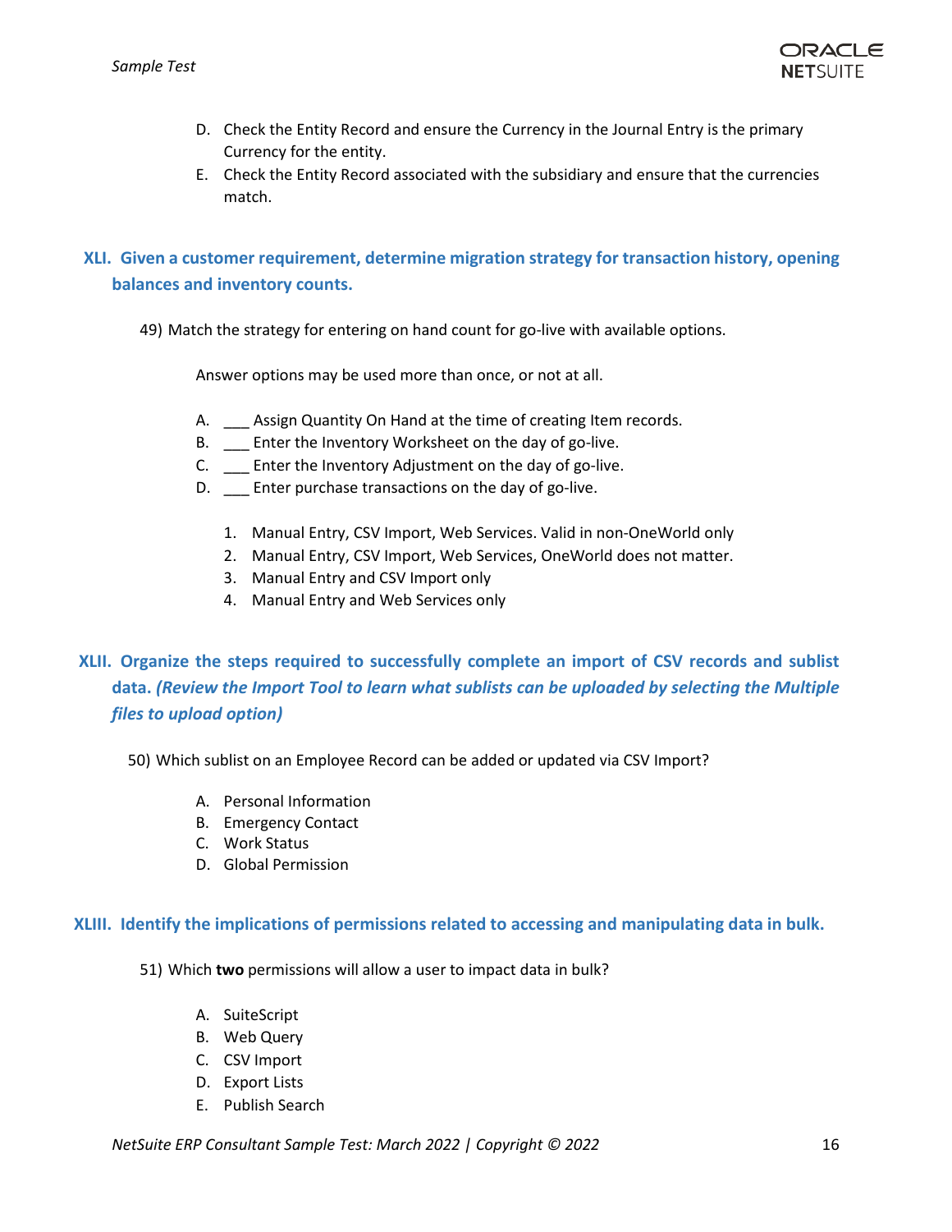D. Check the Entity Record and ensure the Currency in the Journal Entry is the primary Currency for the entity.
E. Check the Entity Record associated with the subsidiary and ensure that the currencies match.

## XLI. Given a customer requirement, determine migration strategy for transaction history, opening balances and inventory counts.

49) Match the strategy for entering on hand count for go-live with available options.

Answer options may be used more than once, or not at all.

A. ___ Assign Quantity On Hand at the time of creating Item records.
B. ___ Enter the Inventory Worksheet on the day of go-live.
C. ___ Enter the Inventory Adjustment on the day of go-live.
D. ___ Enter purchase transactions on the day of go-live.

1. Manual Entry, CSV Import, Web Services. Valid in non-OneWorld only
2. Manual Entry, CSV Import, Web Services, OneWorld does not matter.
3. Manual Entry and CSV Import only
4. Manual Entry and Web Services only

## XLII. Organize the steps required to successfully complete an import of CSV records and sublist data. *(Review the Import Tool to learn what sublists can be uploaded by selecting the Multiple files to upload option)*

50) Which sublist on an Employee Record can be added or updated via CSV Import?

A. Personal Information
B. Emergency Contact
C. Work Status
D. Global Permission

## XLIII. Identify the implications of permissions related to accessing and manipulating data in bulk.

51) Which **two** permissions will allow a user to impact data in bulk?

A. SuiteScript
B. Web Query
C. CSV Import
D. Export Lists
E. Publish Search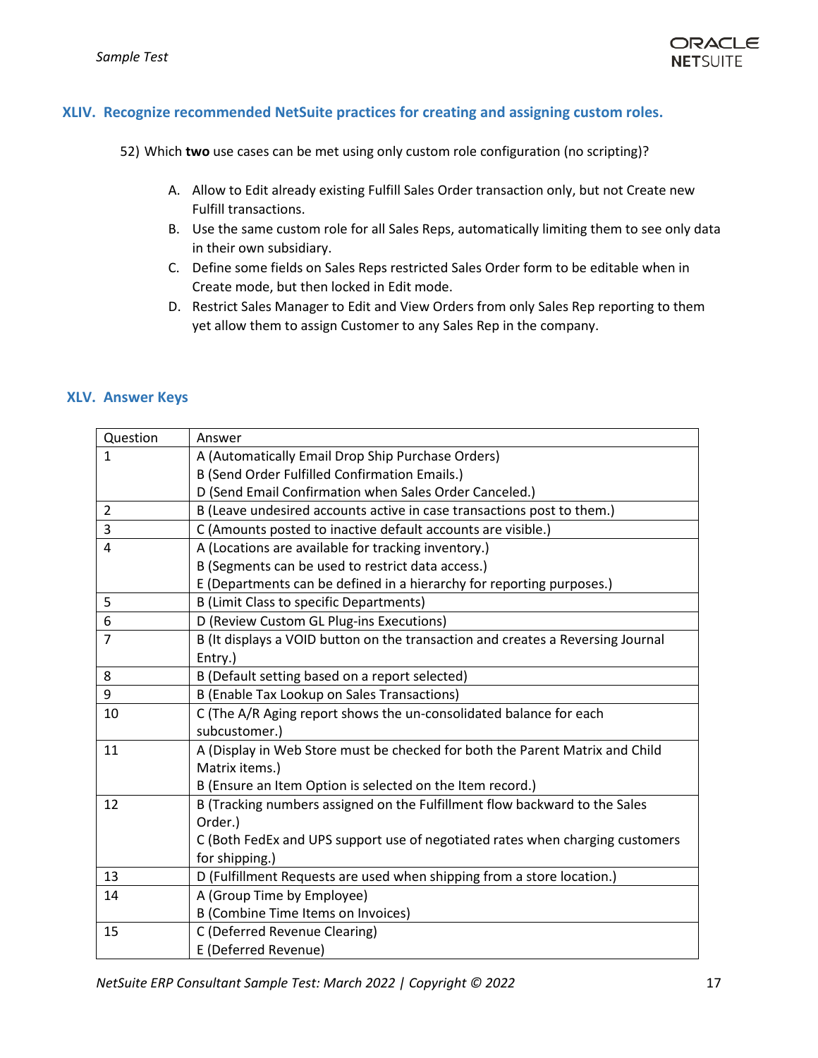## XLIV. Recognize recommended NetSuite practices for creating and assigning custom roles.

52) Which **two** use cases can be met using only custom role configuration (no scripting)?

A. Allow to Edit already existing Fulfill Sales Order transaction only, but not Create new Fulfill transactions.
B. Use the same custom role for all Sales Reps, automatically limiting them to see only data in their own subsidiary.
C. Define some fields on Sales Reps restricted Sales Order form to be editable when in Create mode, but then locked in Edit mode.
D. Restrict Sales Manager to Edit and View Orders from only Sales Rep reporting to them yet allow them to assign Customer to any Sales Rep in the company.

## XLV. Answer Keys

| Question | Answer |
|---|---|
| 1 | A (Automatically Email Drop Ship Purchase Orders)<br>B (Send Order Fulfilled Confirmation Emails.)<br>D (Send Email Confirmation when Sales Order Canceled.) |
| 2 | B (Leave undesired accounts active in case transactions post to them.) |
| 3 | C (Amounts posted to inactive default accounts are visible.) |
| 4 | A (Locations are available for tracking inventory.)<br>B (Segments can be used to restrict data access.)<br>E (Departments can be defined in a hierarchy for reporting purposes.) |
| 5 | B (Limit Class to specific Departments) |
| 6 | D (Review Custom GL Plug-ins Executions) |
| 7 | B (It displays a VOID button on the transaction and creates a Reversing Journal Entry.) |
| 8 | B (Default setting based on a report selected) |
| 9 | B (Enable Tax Lookup on Sales Transactions) |
| 10 | C (The A/R Aging report shows the un-consolidated balance for each subcustomer.) |
| 11 | A (Display in Web Store must be checked for both the Parent Matrix and Child Matrix items.)<br>B (Ensure an Item Option is selected on the Item record.) |
| 12 | B (Tracking numbers assigned on the Fulfillment flow backward to the Sales Order.)<br>C (Both FedEx and UPS support use of negotiated rates when charging customers for shipping.) |
| 13 | D (Fulfillment Requests are used when shipping from a store location.) |
| 14 | A (Group Time by Employee)<br>B (Combine Time Items on Invoices) |
| 15 | C (Deferred Revenue Clearing)<br>E (Deferred Revenue) |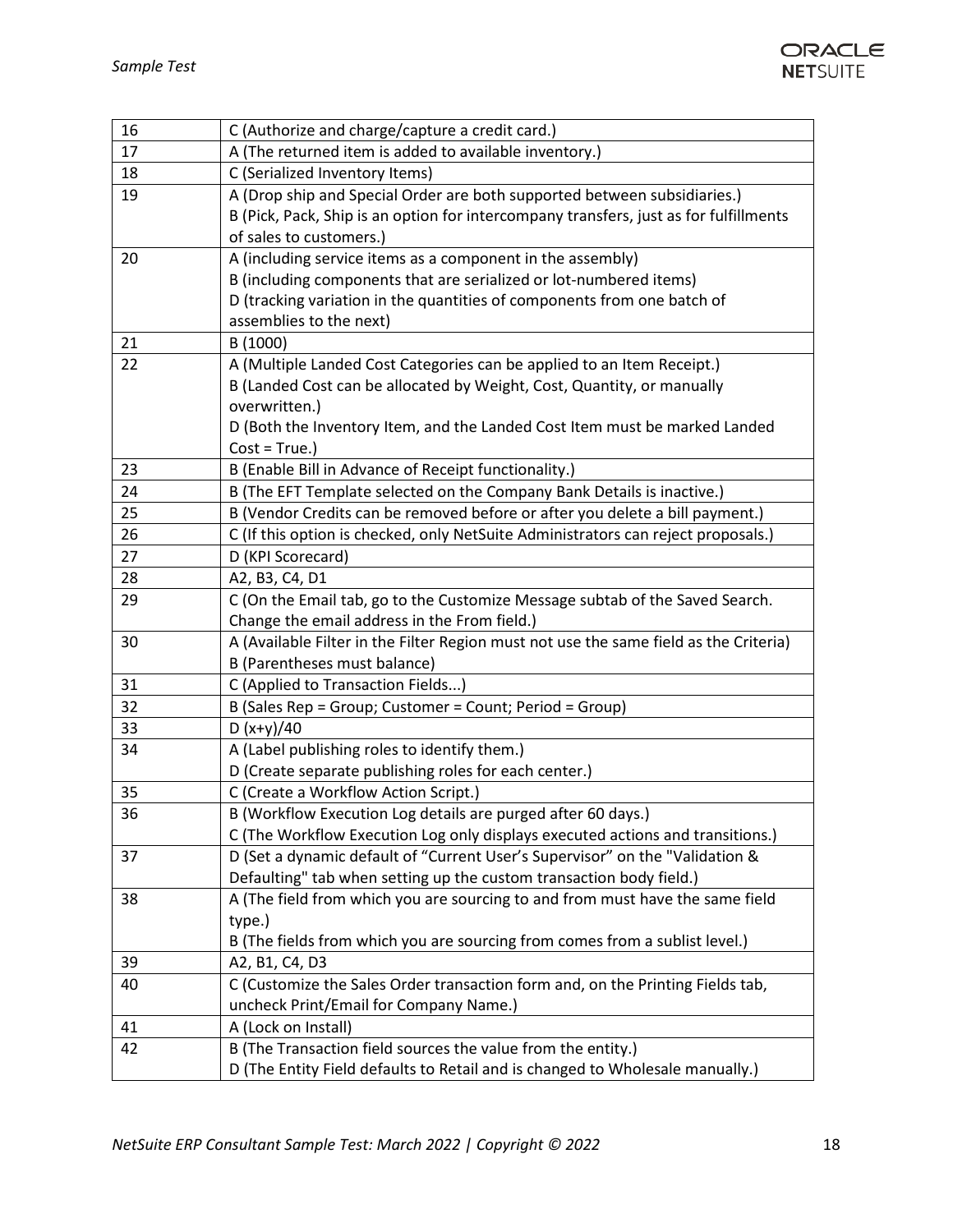| | |
|---|---|
| 16 | C (Authorize and charge/capture a credit card.) |
| 17 | A (The returned item is added to available inventory.) |
| 18 | C (Serialized Inventory Items) |
| 19 | A (Drop ship and Special Order are both supported between subsidiaries.)<br>B (Pick, Pack, Ship is an option for intercompany transfers, just as for fulfillments of sales to customers.) |
| 20 | A (including service items as a component in the assembly)<br>B (including components that are serialized or lot-numbered items)<br>D (tracking variation in the quantities of components from one batch of assemblies to the next) |
| 21 | B (1000) |
| 22 | A (Multiple Landed Cost Categories can be applied to an Item Receipt.)<br>B (Landed Cost can be allocated by Weight, Cost, Quantity, or manually overwritten.)<br>D (Both the Inventory Item, and the Landed Cost Item must be marked Landed Cost = True.) |
| 23 | B (Enable Bill in Advance of Receipt functionality.) |
| 24 | B (The EFT Template selected on the Company Bank Details is inactive.) |
| 25 | B (Vendor Credits can be removed before or after you delete a bill payment.) |
| 26 | C (If this option is checked, only NetSuite Administrators can reject proposals.) |
| 27 | D (KPI Scorecard) |
| 28 | A2, B3, C4, D1 |
| 29 | C (On the Email tab, go to the Customize Message subtab of the Saved Search. Change the email address in the From field.) |
| 30 | A (Available Filter in the Filter Region must not use the same field as the Criteria)<br>B (Parentheses must balance) |
| 31 | C (Applied to Transaction Fields...) |
| 32 | B (Sales Rep = Group; Customer = Count; Period = Group) |
| 33 | D (x+y)/40 |
| 34 | A (Label publishing roles to identify them.)<br>D (Create separate publishing roles for each center.) |
| 35 | C (Create a Workflow Action Script.) |
| 36 | B (Workflow Execution Log details are purged after 60 days.)<br>C (The Workflow Execution Log only displays executed actions and transitions.) |
| 37 | D (Set a dynamic default of "Current User's Supervisor" on the "Validation & Defaulting" tab when setting up the custom transaction body field.) |
| 38 | A (The field from which you are sourcing to and from must have the same field type.)<br>B (The fields from which you are sourcing from comes from a sublist level.) |
| 39 | A2, B1, C4, D3 |
| 40 | C (Customize the Sales Order transaction form and, on the Printing Fields tab, uncheck Print/Email for Company Name.) |
| 41 | A (Lock on Install) |
| 42 | B (The Transaction field sources the value from the entity.)<br>D (The Entity Field defaults to Retail and is changed to Wholesale manually.) |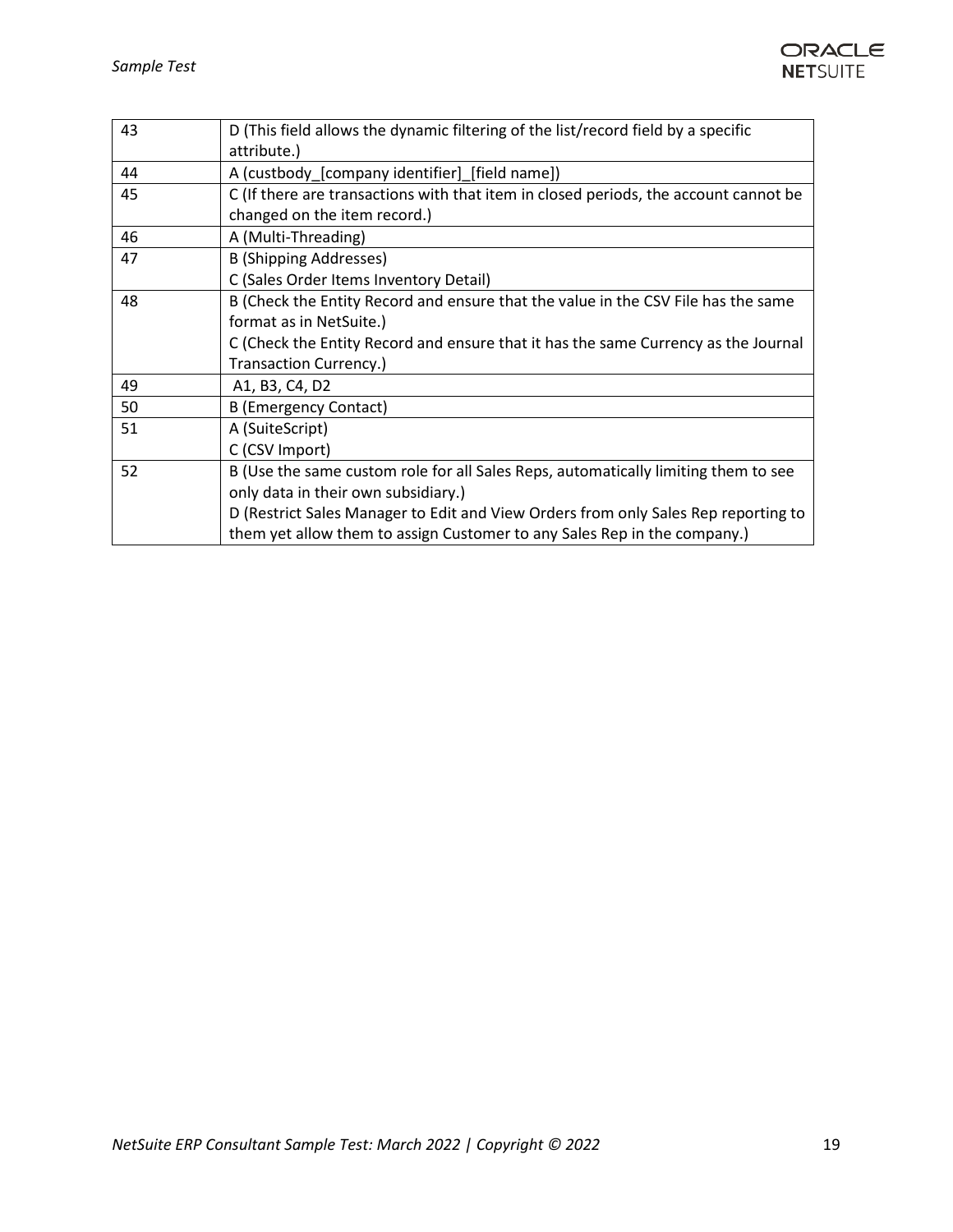| | |
|---|---|
| 43 | D (This field allows the dynamic filtering of the list/record field by a specific attribute.) |
| 44 | A (custbody_[company identifier]_[field name]) |
| 45 | C (If there are transactions with that item in closed periods, the account cannot be changed on the item record.) |
| 46 | A (Multi-Threading) |
| 47 | B (Shipping Addresses)<br>C (Sales Order Items Inventory Detail) |
| 48 | B (Check the Entity Record and ensure that the value in the CSV File has the same format as in NetSuite.)<br>C (Check the Entity Record and ensure that it has the same Currency as the Journal Transaction Currency.) |
| 49 | A1, B3, C4, D2 |
| 50 | B (Emergency Contact) |
| 51 | A (SuiteScript)<br>C (CSV Import) |
| 52 | B (Use the same custom role for all Sales Reps, automatically limiting them to see only data in their own subsidiary.)<br>D (Restrict Sales Manager to Edit and View Orders from only Sales Rep reporting to them yet allow them to assign Customer to any Sales Rep in the company.) |